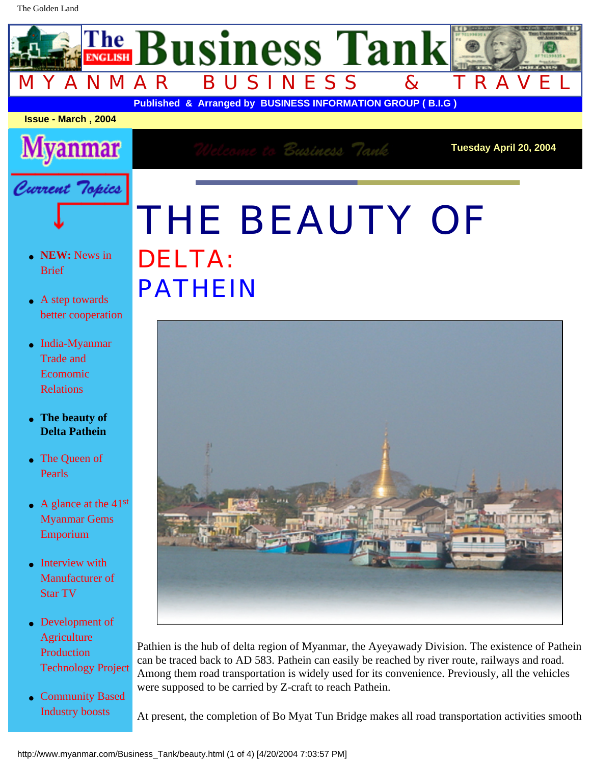# The Business Tank

MYANMAR BUSINESS & TRAVEL

Published & Arranged by BUSINESS INFORMATION GROUP ( B.I.G )

Issue - March , 2004

Tuesday April 20, 2004

Myanmar

Current Topics

- **NEW:** News in Brief
- A step towards better cooperation
- India-Myanmar Trade and Ecomomic Relations
- **The beauty of Delta Pathein**
- The Queen of Pearls
- A glance at the 41st Myanmar Gems Emporium
- Interview with Manufacturer of Star TV
- Development of Agriculture Production Technology Project
- Community Based Industry boosts

# THE BEAUTY OF DELTA: PATHEIN

Pathien is the hub of delta region of Myanmar, the Ayeyawady Division. The existence of Pathein can be traced back to AD 583. Pathein can easily be reached by river route, railways and road. Among them road transportation is widely used for its convenience. Previously, all the vehicles were supposed to be carried by Z-craft to reach Pathein.

At present, the completion of Bo Myat Tun Bridge makes all road transportation activities smooth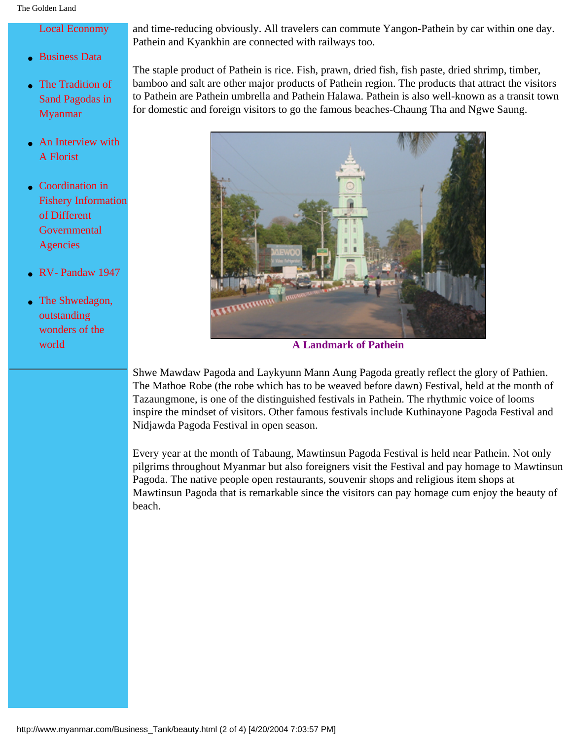- Local Economy
- Business Data
- The Tradition of Sand Pagodas in Myanmar
- An Interview with A Florist
- Coordination in Fishery Information of Different Governmental Agencies
- RV- Pandaw 1947
- The Shwedagon, outstanding wonders of the world

---

and time-reducing obviously. All travelers can commute Yangon-Pathein by car within one day. Pathein and Kyankhin are connected with railways too.

The staple product of Pathein is rice. Fish, prawn, dried fish, fish paste, dried shrimp, timber, bamboo and salt are other major products of Pathein region. The products that attract the visitors to Pathein are Pathein umbrella and Pathein Halawa. Pathein is also well-known as a transit town for domestic and foreign visitors to go the famous beaches-Chaung Tha and Ngwe Saung.

**A Landmark of Pathein**

Shwe Mawdaw Pagoda and Laykyunn Mann Aung Pagoda greatly reflect the glory of Pathien. The Mathoe Robe (the robe which has to be weaved before dawn) Festival, held at the month of Tazaungmone, is one of the distinguished festivals in Pathein. The rhythmic voice of looms inspire the mindset of visitors. Other famous festivals include Kuthinayone Pagoda Festival and Nidjawda Pagoda Festival in open season.

Every year at the month of Tabaung, Mawtinsun Pagoda Festival is held near Pathein. Not only pilgrims throughout Myanmar but also foreigners visit the Festival and pay homage to Mawtinsun Pagoda. The native people open restaurants, souvenir shops and religious item shops at Mawtinsun Pagoda that is remarkable since the visitors can pay homage cum enjoy the beauty of beach.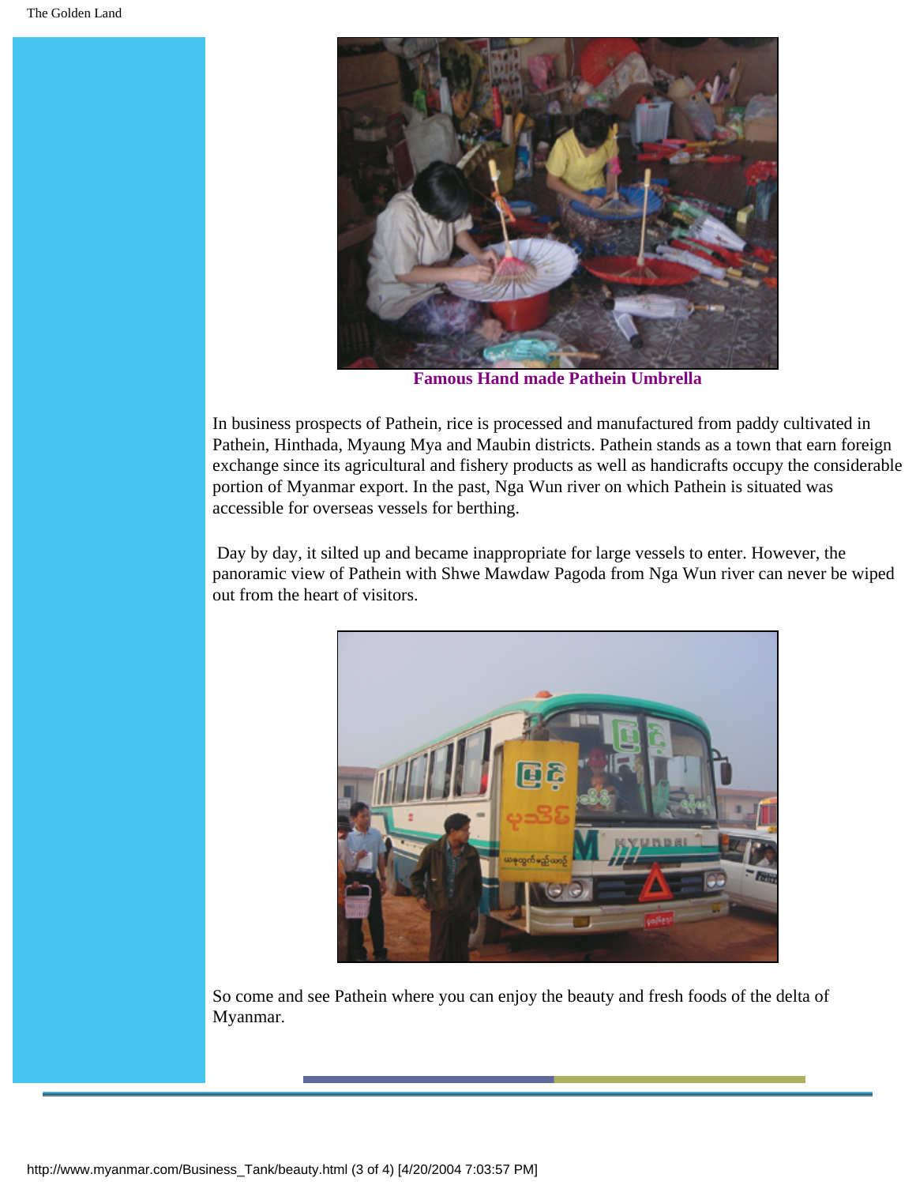**Famous Hand made Pathein Umbrella**

In business prospects of Pathein, rice is processed and manufactured from paddy cultivated in Pathein, Hinthada, Myaung Mya and Maubin districts. Pathein stands as a town that earn foreign exchange since its agricultural and fishery products as well as handicrafts occupy the considerable portion of Myanmar export. In the past, Nga Wun river on which Pathein is situated was accessible for overseas vessels for berthing.

Day by day, it silted up and became inappropriate for large vessels to enter. However, the panoramic view of Pathein with Shwe Mawdaw Pagoda from Nga Wun river can never be wiped out from the heart of visitors.

So come and see Pathein where you can enjoy the beauty and fresh foods of the delta of Myanmar.